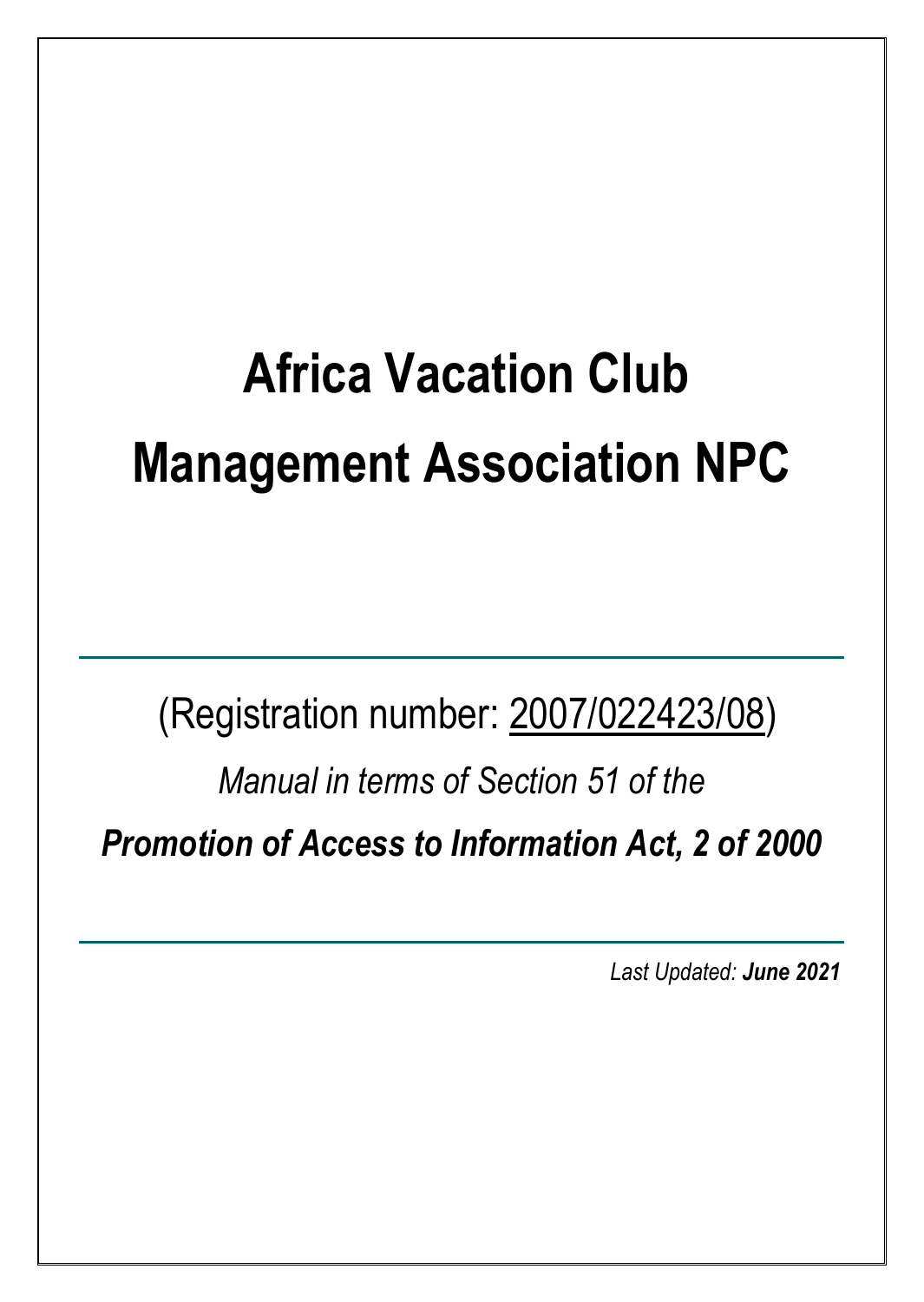# Africa Vacation Club Management Association NPC

(Registration number: 2007/022423/08)

*Manual in terms of Section 51 of the*

***Promotion of Access to Information Act, 2 of 2000***

*Last Updated:* ***June 2021***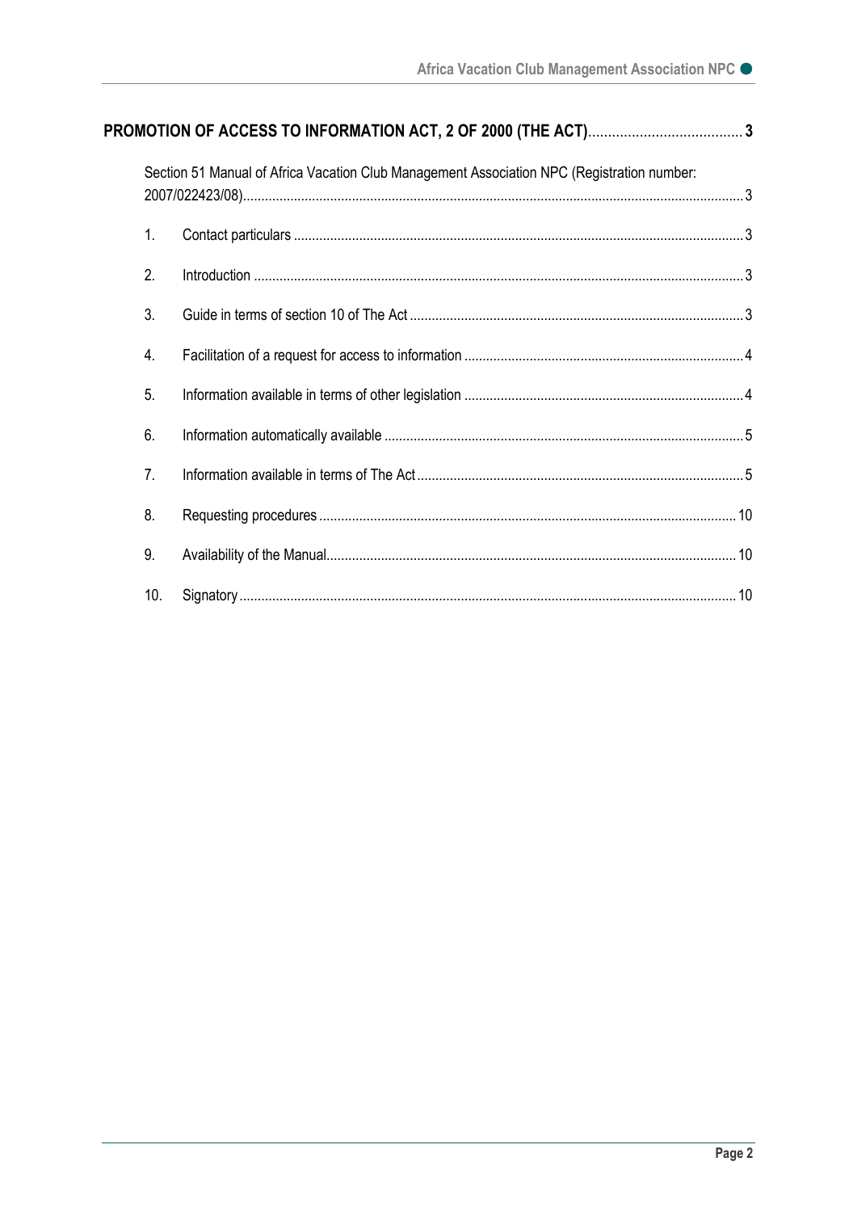**PROMOTION OF ACCESS TO INFORMATION ACT, 2 OF 2000 (THE ACT)** ........................................ 3

Section 51 Manual of Africa Vacation Club Management Association NPC (Registration number: 2007/022423/08) ........................................ 3

1. Contact particulars ........................................ 3
2. Introduction ........................................ 3
3. Guide in terms of section 10 of The Act ........................................ 3
4. Facilitation of a request for access to information ........................................ 4
5. Information available in terms of other legislation ........................................ 4
6. Information automatically available ........................................ 5
7. Information available in terms of The Act ........................................ 5
8. Requesting procedures ........................................ 10
9. Availability of the Manual ........................................ 10
10. Signatory ........................................ 10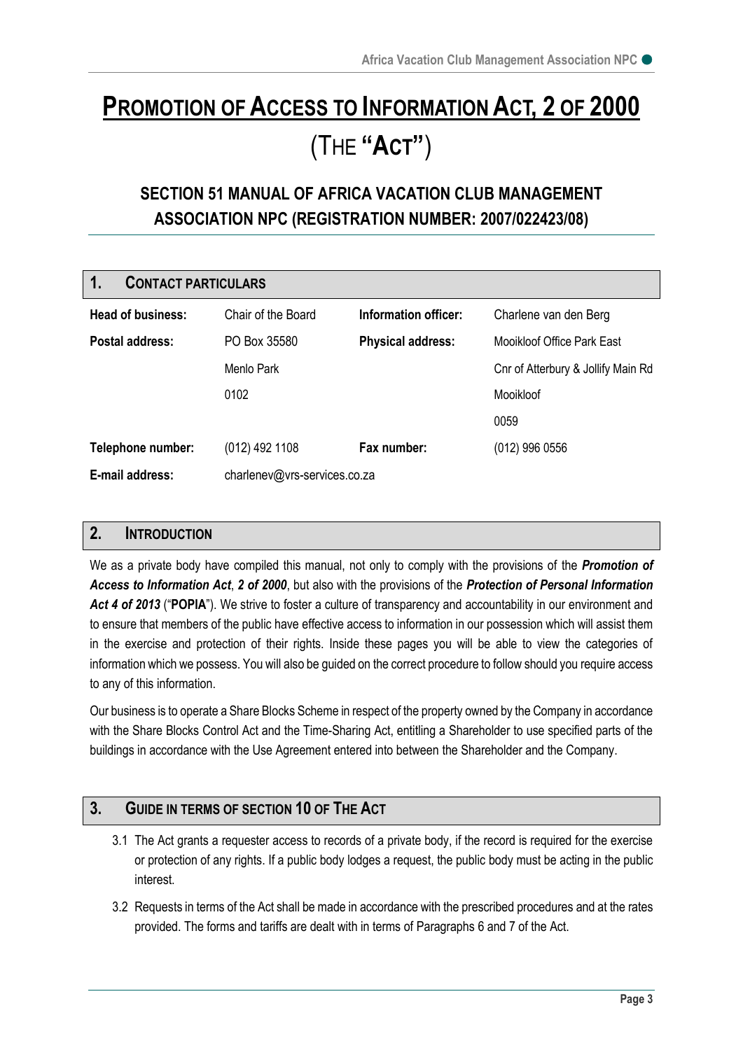# PROMOTION OF ACCESS TO INFORMATION ACT, 2 OF 2000 (THE "ACT")

## SECTION 51 MANUAL OF AFRICA VACATION CLUB MANAGEMENT ASSOCIATION NPC (REGISTRATION NUMBER: 2007/022423/08)

## 1. CONTACT PARTICULARS

| | | | |
|---|---|---|---|
| **Head of business:** | Chair of the Board | **Information officer:** | Charlene van den Berg |
| **Postal address:** | PO Box 35580 | **Physical address:** | Mooikloof Office Park East |
| | Menlo Park | | Cnr of Atterbury & Jollify Main Rd |
| | 0102 | | Mooikloof |
| | | | 0059 |
| **Telephone number:** | (012) 492 1108 | **Fax number:** | (012) 996 0556 |
| **E-mail address:** | charlenev@vrs-services.co.za | | |

## 2. INTRODUCTION

We as a private body have compiled this manual, not only to comply with the provisions of the ***Promotion of Access to Information Act***, ***2 of 2000***, but also with the provisions of the ***Protection of Personal Information Act 4 of 2013*** ("**POPIA**"). We strive to foster a culture of transparency and accountability in our environment and to ensure that members of the public have effective access to information in our possession which will assist them in the exercise and protection of their rights. Inside these pages you will be able to view the categories of information which we possess. You will also be guided on the correct procedure to follow should you require access to any of this information.

Our business is to operate a Share Blocks Scheme in respect of the property owned by the Company in accordance with the Share Blocks Control Act and the Time-Sharing Act, entitling a Shareholder to use specified parts of the buildings in accordance with the Use Agreement entered into between the Shareholder and the Company.

## 3. GUIDE IN TERMS OF SECTION 10 OF THE ACT

3.1 The Act grants a requester access to records of a private body, if the record is required for the exercise or protection of any rights. If a public body lodges a request, the public body must be acting in the public interest.

3.2 Requests in terms of the Act shall be made in accordance with the prescribed procedures and at the rates provided. The forms and tariffs are dealt with in terms of Paragraphs 6 and 7 of the Act.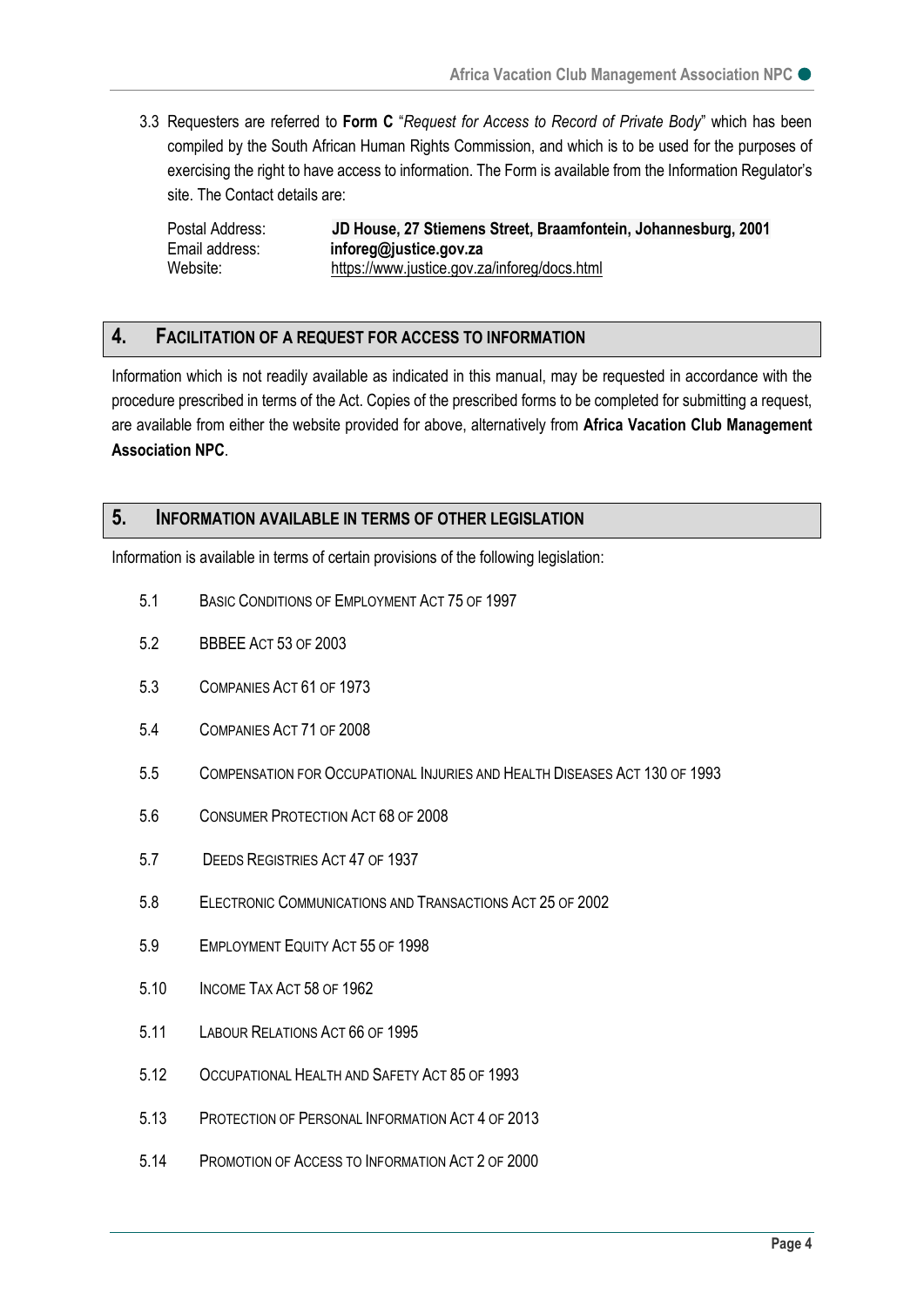3.3 Requesters are referred to **Form C** "*Request for Access to Record of Private Body*" which has been compiled by the South African Human Rights Commission, and which is to be used for the purposes of exercising the right to have access to information. The Form is available from the Information Regulator's site. The Contact details are:

| | |
|---|---|
| Postal Address: | **JD House, 27 Stiemens Street, Braamfontein, Johannesburg, 2001** |
| Email address: | **inforeg@justice.gov.za** |
| Website: | https://www.justice.gov.za/inforeg/docs.html |

## 4. FACILITATION OF A REQUEST FOR ACCESS TO INFORMATION

Information which is not readily available as indicated in this manual, may be requested in accordance with the procedure prescribed in terms of the Act. Copies of the prescribed forms to be completed for submitting a request, are available from either the website provided for above, alternatively from **Africa Vacation Club Management Association NPC**.

## 5. INFORMATION AVAILABLE IN TERMS OF OTHER LEGISLATION

Information is available in terms of certain provisions of the following legislation:

- 5.1 BASIC CONDITIONS OF EMPLOYMENT ACT 75 OF 1997
- 5.2 BBBEE ACT 53 OF 2003
- 5.3 COMPANIES ACT 61 OF 1973
- 5.4 COMPANIES ACT 71 OF 2008
- 5.5 COMPENSATION FOR OCCUPATIONAL INJURIES AND HEALTH DISEASES ACT 130 OF 1993
- 5.6 CONSUMER PROTECTION ACT 68 OF 2008
- 5.7 DEEDS REGISTRIES ACT 47 OF 1937
- 5.8 ELECTRONIC COMMUNICATIONS AND TRANSACTIONS ACT 25 OF 2002
- 5.9 EMPLOYMENT EQUITY ACT 55 OF 1998
- 5.10 INCOME TAX ACT 58 OF 1962
- 5.11 LABOUR RELATIONS ACT 66 OF 1995
- 5.12 OCCUPATIONAL HEALTH AND SAFETY ACT 85 OF 1993
- 5.13 PROTECTION OF PERSONAL INFORMATION ACT 4 OF 2013
- 5.14 PROMOTION OF ACCESS TO INFORMATION ACT 2 OF 2000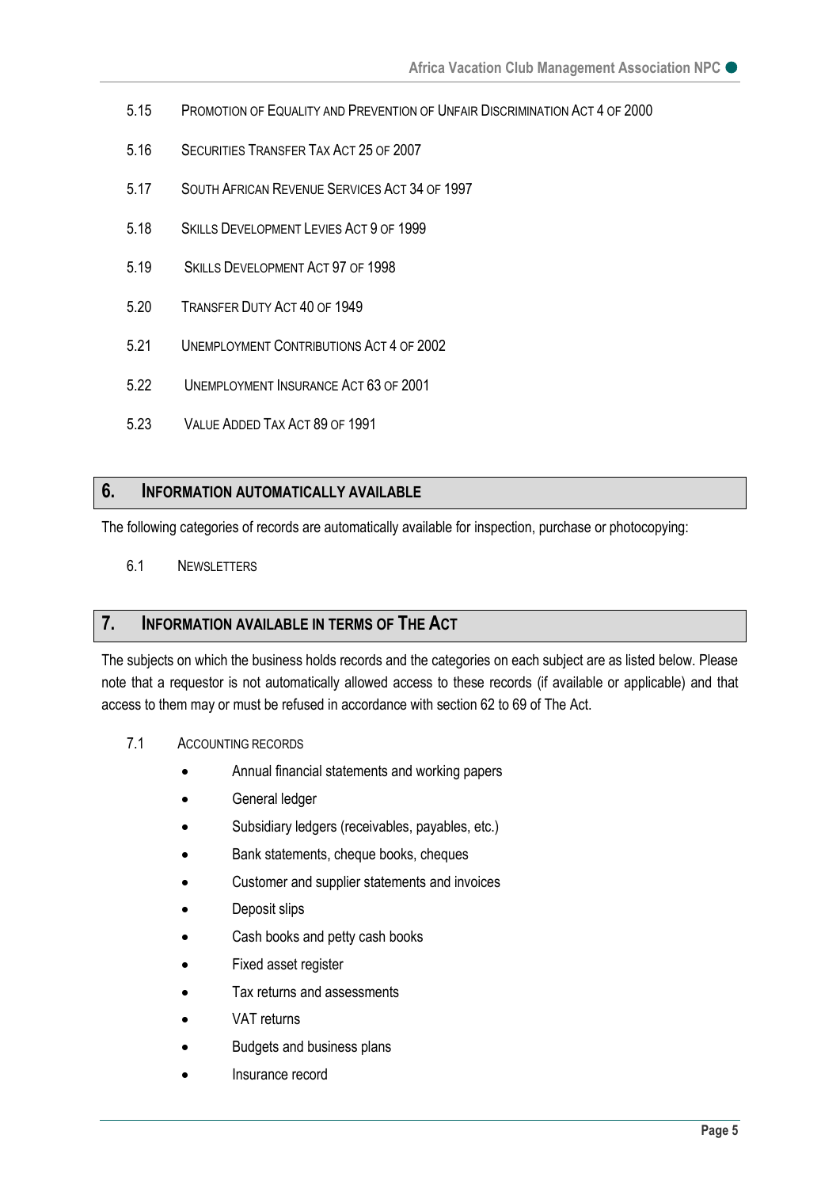5.15 Promotion of Equality and Prevention of Unfair Discrimination Act 4 of 2000

5.16 Securities Transfer Tax Act 25 of 2007

5.17 South African Revenue Services Act 34 of 1997

5.18 Skills Development Levies Act 9 of 1999

5.19 Skills Development Act 97 of 1998

5.20 Transfer Duty Act 40 of 1949

5.21 Unemployment Contributions Act 4 of 2002

5.22 Unemployment Insurance Act 63 of 2001

5.23 Value Added Tax Act 89 of 1991

## 6. Information Automatically Available

The following categories of records are automatically available for inspection, purchase or photocopying:

6.1 Newsletters

## 7. Information Available in Terms of The Act

The subjects on which the business holds records and the categories on each subject are as listed below. Please note that a requestor is not automatically allowed access to these records (if available or applicable) and that access to them may or must be refused in accordance with section 62 to 69 of The Act.

7.1 Accounting Records

- Annual financial statements and working papers
- General ledger
- Subsidiary ledgers (receivables, payables, etc.)
- Bank statements, cheque books, cheques
- Customer and supplier statements and invoices
- Deposit slips
- Cash books and petty cash books
- Fixed asset register
- Tax returns and assessments
- VAT returns
- Budgets and business plans
- Insurance record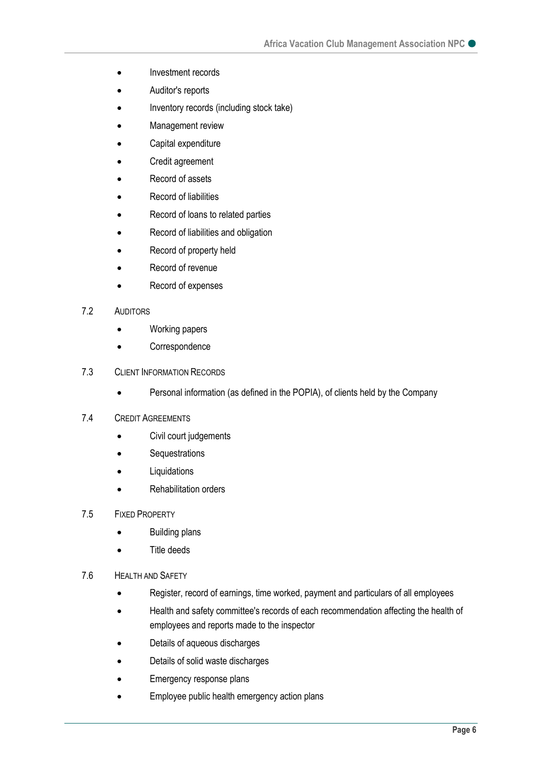- Investment records
- Auditor's reports
- Inventory records (including stock take)
- Management review
- Capital expenditure
- Credit agreement
- Record of assets
- Record of liabilities
- Record of loans to related parties
- Record of liabilities and obligation
- Record of property held
- Record of revenue
- Record of expenses

### 7.2 Auditors

- Working papers
- Correspondence

### 7.3 Client Information Records

- Personal information (as defined in the POPIA), of clients held by the Company

### 7.4 Credit Agreements

- Civil court judgements
- Sequestrations
- Liquidations
- Rehabilitation orders

### 7.5 Fixed Property

- Building plans
- Title deeds

### 7.6 Health and Safety

- Register, record of earnings, time worked, payment and particulars of all employees
- Health and safety committee's records of each recommendation affecting the health of employees and reports made to the inspector
- Details of aqueous discharges
- Details of solid waste discharges
- Emergency response plans
- Employee public health emergency action plans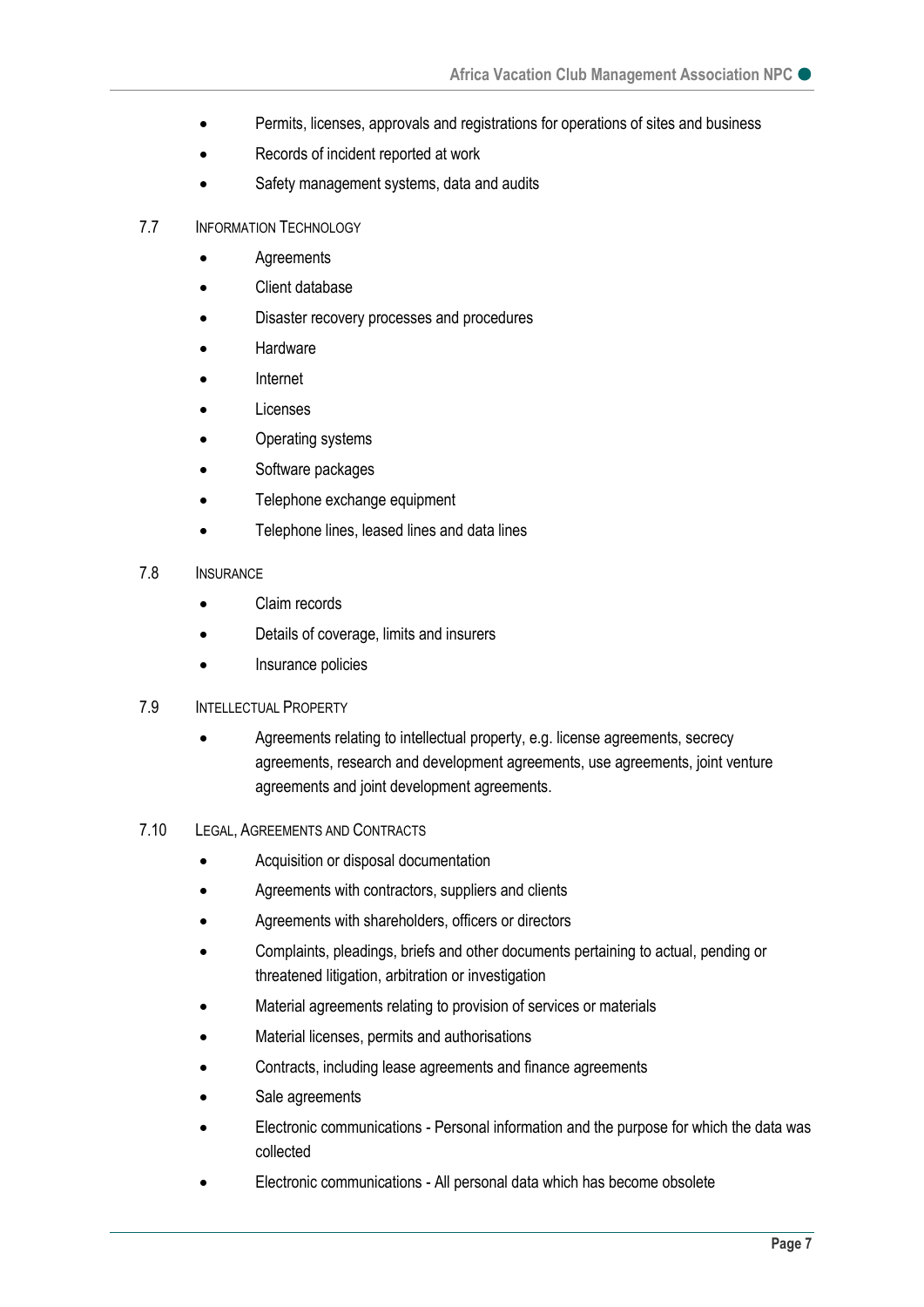- Permits, licenses, approvals and registrations for operations of sites and business
- Records of incident reported at work
- Safety management systems, data and audits

### 7.7 Information Technology

- Agreements
- Client database
- Disaster recovery processes and procedures
- Hardware
- Internet
- Licenses
- Operating systems
- Software packages
- Telephone exchange equipment
- Telephone lines, leased lines and data lines

### 7.8 Insurance

- Claim records
- Details of coverage, limits and insurers
- Insurance policies

### 7.9 Intellectual Property

- Agreements relating to intellectual property, e.g. license agreements, secrecy agreements, research and development agreements, use agreements, joint venture agreements and joint development agreements.

### 7.10 Legal, Agreements and Contracts

- Acquisition or disposal documentation
- Agreements with contractors, suppliers and clients
- Agreements with shareholders, officers or directors
- Complaints, pleadings, briefs and other documents pertaining to actual, pending or threatened litigation, arbitration or investigation
- Material agreements relating to provision of services or materials
- Material licenses, permits and authorisations
- Contracts, including lease agreements and finance agreements
- Sale agreements
- Electronic communications - Personal information and the purpose for which the data was collected
- Electronic communications - All personal data which has become obsolete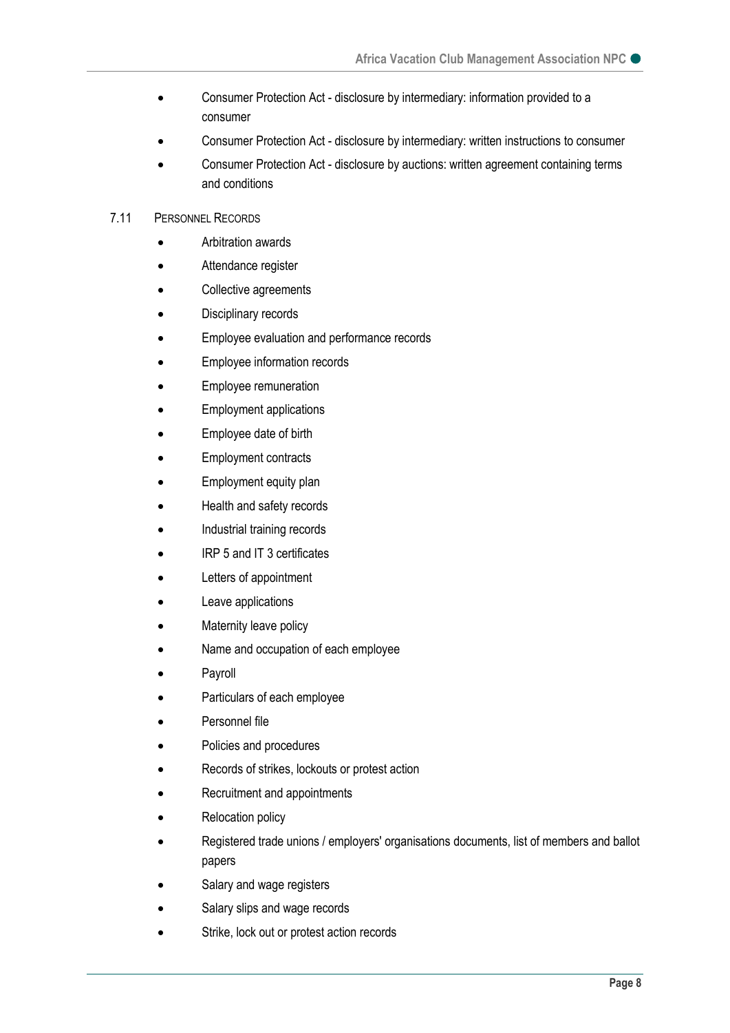- Consumer Protection Act - disclosure by intermediary: information provided to a consumer
- Consumer Protection Act - disclosure by intermediary: written instructions to consumer
- Consumer Protection Act - disclosure by auctions: written agreement containing terms and conditions

### 7.11 Personnel Records

- Arbitration awards
- Attendance register
- Collective agreements
- Disciplinary records
- Employee evaluation and performance records
- Employee information records
- Employee remuneration
- Employment applications
- Employee date of birth
- Employment contracts
- Employment equity plan
- Health and safety records
- Industrial training records
- IRP 5 and IT 3 certificates
- Letters of appointment
- Leave applications
- Maternity leave policy
- Name and occupation of each employee
- Payroll
- Particulars of each employee
- Personnel file
- Policies and procedures
- Records of strikes, lockouts or protest action
- Recruitment and appointments
- Relocation policy
- Registered trade unions / employers' organisations documents, list of members and ballot papers
- Salary and wage registers
- Salary slips and wage records
- Strike, lock out or protest action records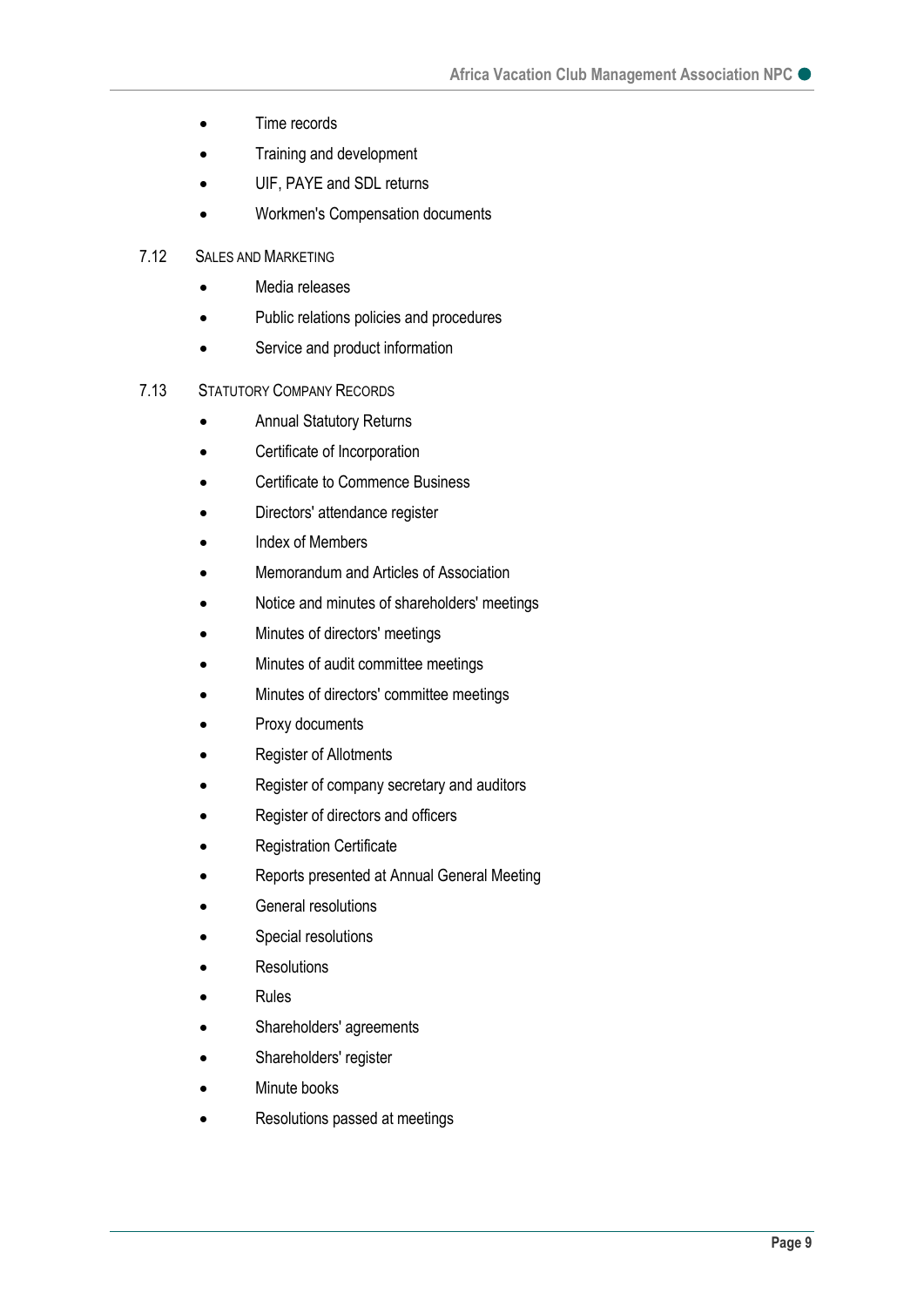- Time records
- Training and development
- UIF, PAYE and SDL returns
- Workmen's Compensation documents

7.12 SALES AND MARKETING

- Media releases
- Public relations policies and procedures
- Service and product information

7.13 STATUTORY COMPANY RECORDS

- Annual Statutory Returns
- Certificate of Incorporation
- Certificate to Commence Business
- Directors' attendance register
- Index of Members
- Memorandum and Articles of Association
- Notice and minutes of shareholders' meetings
- Minutes of directors' meetings
- Minutes of audit committee meetings
- Minutes of directors' committee meetings
- Proxy documents
- Register of Allotments
- Register of company secretary and auditors
- Register of directors and officers
- Registration Certificate
- Reports presented at Annual General Meeting
- General resolutions
- Special resolutions
- Resolutions
- Rules
- Shareholders' agreements
- Shareholders' register
- Minute books
- Resolutions passed at meetings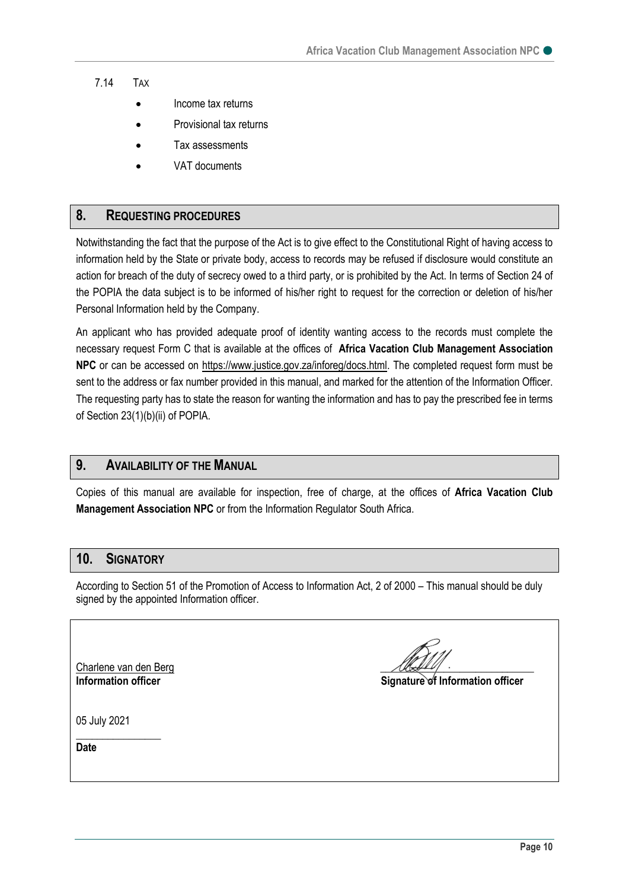7.14 TAX

- Income tax returns
- Provisional tax returns
- Tax assessments
- VAT documents

## 8. REQUESTING PROCEDURES

Notwithstanding the fact that the purpose of the Act is to give effect to the Constitutional Right of having access to information held by the State or private body, access to records may be refused if disclosure would constitute an action for breach of the duty of secrecy owed to a third party, or is prohibited by the Act. In terms of Section 24 of the POPIA the data subject is to be informed of his/her right to request for the correction or deletion of his/her Personal Information held by the Company.

An applicant who has provided adequate proof of identity wanting access to the records must complete the necessary request Form C that is available at the offices of **Africa Vacation Club Management Association NPC** or can be accessed on https://www.justice.gov.za/inforeg/docs.html. The completed request form must be sent to the address or fax number provided in this manual, and marked for the attention of the Information Officer. The requesting party has to state the reason for wanting the information and has to pay the prescribed fee in terms of Section 23(1)(b)(ii) of POPIA.

## 9. AVAILABILITY OF THE MANUAL

Copies of this manual are available for inspection, free of charge, at the offices of **Africa Vacation Club Management Association NPC** or from the Information Regulator South Africa.

## 10. SIGNATORY

According to Section 51 of the Promotion of Access to Information Act, 2 of 2000 – This manual should be duly signed by the appointed Information officer.

Charlene van den Berg
**Information officer**

**Signature of Information officer**

05 July 2021

**Date**